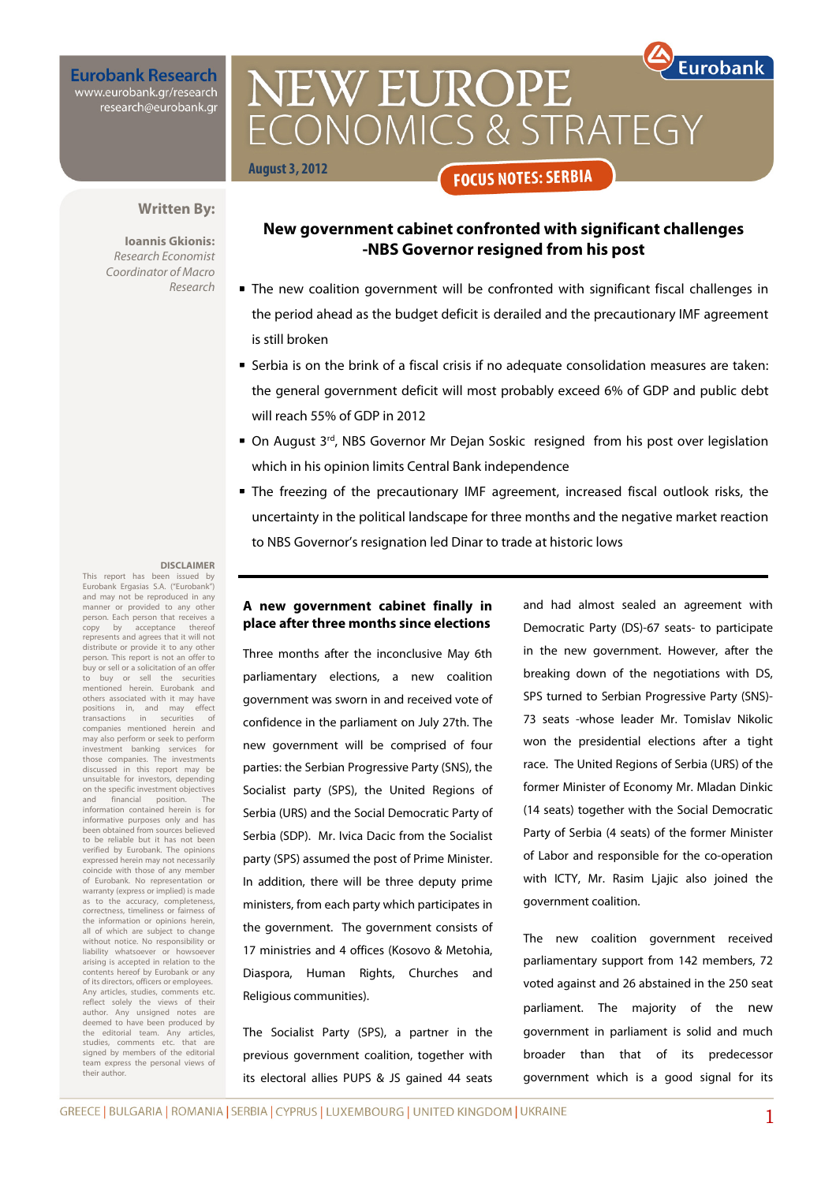Eurobank Research
www.eurobank.gr/research
research@eurobank.gr

# NEW EUROPE ECONOMICS & STRATEGY

August 3, 2012

**FOCUS NOTES: SERBIA**

**Written By:**

**Ioannis Gkionis:**
*Research Economist*
*Coordinator of Macro Research*

## New government cabinet confronted with significant challenges -NBS Governor resigned from his post

- The new coalition government will be confronted with significant fiscal challenges in the period ahead as the budget deficit is derailed and the precautionary IMF agreement is still broken
- Serbia is on the brink of a fiscal crisis if no adequate consolidation measures are taken: the general government deficit will most probably exceed 6% of GDP and public debt will reach 55% of GDP in 2012
- On August 3rd, NBS Governor Mr Dejan Soskic resigned from his post over legislation which in his opinion limits Central Bank independence
- The freezing of the precautionary IMF agreement, increased fiscal outlook risks, the uncertainty in the political landscape for three months and the negative market reaction to NBS Governor's resignation led Dinar to trade at historic lows

### A new government cabinet finally in place after three months since elections

Three months after the inconclusive May 6th parliamentary elections, a new coalition government was sworn in and received vote of confidence in the parliament on July 27th. The new government will be comprised of four parties: the Serbian Progressive Party (SNS), the Socialist party (SPS), the United Regions of Serbia (URS) and the Social Democratic Party of Serbia (SDP). Mr. Ivica Dacic from the Socialist party (SPS) assumed the post of Prime Minister. In addition, there will be three deputy prime ministers, from each party which participates in the government. The government consists of 17 ministries and 4 offices (Kosovo & Metohia, Diaspora, Human Rights, Churches and Religious communities).

The Socialist Party (SPS), a partner in the previous government coalition, together with its electoral allies PUPS & JS gained 44 seats and had almost sealed an agreement with Democratic Party (DS)-67 seats- to participate in the new government. However, after the breaking down of the negotiations with DS, SPS turned to Serbian Progressive Party (SNS)-73 seats -whose leader Mr. Tomislav Nikolic won the presidential elections after a tight race. The United Regions of Serbia (URS) of the former Minister of Economy Mr. Mladan Dinkic (14 seats) together with the Social Democratic Party of Serbia (4 seats) of the former Minister of Labor and responsible for the co-operation with ICTY, Mr. Rasim Ljajic also joined the government coalition.

The new coalition government received parliamentary support from 142 members, 72 voted against and 26 abstained in the 250 seat parliament. The majority of the new government in parliament is solid and much broader than that of its predecessor government which is a good signal for its

**DISCLAIMER**

This report has been issued by Eurobank Ergasias S.A. ("Eurobank") and may not be reproduced in any manner or provided to any other person. Each person that receives a copy by acceptance thereof represents and agrees that it will not distribute or provide it to any other person. This report is not an offer to buy or sell or a solicitation of an offer to buy or sell the securities mentioned herein. Eurobank and others associated with it may have positions in, and may effect transactions in securities of companies mentioned herein and may also perform or seek to perform investment banking services for those companies. The investments discussed in this report may be unsuitable for investors, depending on the specific investment objectives and financial position. The information contained herein is for informative purposes only and has been obtained from sources believed to be reliable but it has not been verified by Eurobank. The opinions expressed herein may not necessarily coincide with those of any member of Eurobank. No representation or warranty (express or implied) is made as to the accuracy, completeness, correctness, timeliness or fairness of the information or opinions herein, all of which are subject to change without notice. No responsibility or liability whatsoever or howsoever arising is accepted in relation to the contents hereof by Eurobank or any of its directors, officers or employees. Any articles, studies, comments etc. reflect solely the views of their author. Any unsigned notes are deemed to have been produced by the editorial team. Any articles, studies, comments etc. that are signed by members of the editorial team express the personal views of their author.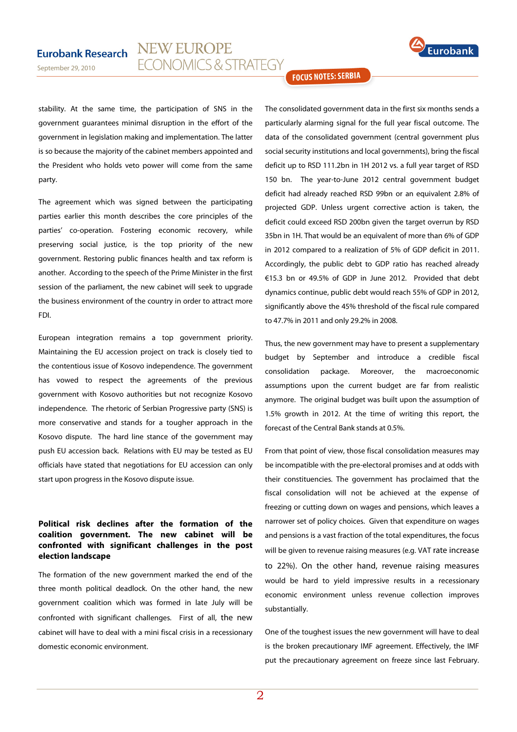stability. At the same time, the participation of SNS in the government guarantees minimal disruption in the effort of the government in legislation making and implementation. The latter is so because the majority of the cabinet members appointed and the President who holds veto power will come from the same party.

The agreement which was signed between the participating parties earlier this month describes the core principles of the parties' co-operation. Fostering economic recovery, while preserving social justice, is the top priority of the new government. Restoring public finances health and tax reform is another. According to the speech of the Prime Minister in the first session of the parliament, the new cabinet will seek to upgrade the business environment of the country in order to attract more FDI.

European integration remains a top government priority. Maintaining the EU accession project on track is closely tied to the contentious issue of Kosovo independence. The government has vowed to respect the agreements of the previous government with Kosovo authorities but not recognize Kosovo independence. The rhetoric of Serbian Progressive party (SNS) is more conservative and stands for a tougher approach in the Kosovo dispute. The hard line stance of the government may push EU accession back. Relations with EU may be tested as EU officials have stated that negotiations for EU accession can only start upon progress in the Kosovo dispute issue.

**Political risk declines after the formation of the coalition government. The new cabinet will be confronted with significant challenges in the post election landscape**

The formation of the new government marked the end of the three month political deadlock. On the other hand, the new government coalition which was formed in late July will be confronted with significant challenges. First of all, the new cabinet will have to deal with a mini fiscal crisis in a recessionary domestic economic environment.

The consolidated government data in the first six months sends a particularly alarming signal for the full year fiscal outcome. The data of the consolidated government (central government plus social security institutions and local governments), bring the fiscal deficit up to RSD 111.2bn in 1H 2012 vs. a full year target of RSD 150 bn. The year-to-June 2012 central government budget deficit had already reached RSD 99bn or an equivalent 2.8% of projected GDP. Unless urgent corrective action is taken, the deficit could exceed RSD 200bn given the target overrun by RSD 35bn in 1H. That would be an equivalent of more than 6% of GDP in 2012 compared to a realization of 5% of GDP deficit in 2011. Accordingly, the public debt to GDP ratio has reached already €15.3 bn or 49.5% of GDP in June 2012. Provided that debt dynamics continue, public debt would reach 55% of GDP in 2012, significantly above the 45% threshold of the fiscal rule compared to 47.7% in 2011 and only 29.2% in 2008.

Thus, the new government may have to present a supplementary budget by September and introduce a credible fiscal consolidation package. Moreover, the macroeconomic assumptions upon the current budget are far from realistic anymore. The original budget was built upon the assumption of 1.5% growth in 2012. At the time of writing this report, the forecast of the Central Bank stands at 0.5%.

From that point of view, those fiscal consolidation measures may be incompatible with the pre-electoral promises and at odds with their constituencies. The government has proclaimed that the fiscal consolidation will not be achieved at the expense of freezing or cutting down on wages and pensions, which leaves a narrower set of policy choices. Given that expenditure on wages and pensions is a vast fraction of the total expenditures, the focus will be given to revenue raising measures (e.g. VAT rate increase to 22%). On the other hand, revenue raising measures would be hard to yield impressive results in a recessionary economic environment unless revenue collection improves substantially.

One of the toughest issues the new government will have to deal is the broken precautionary IMF agreement. Effectively, the IMF put the precautionary agreement on freeze since last February.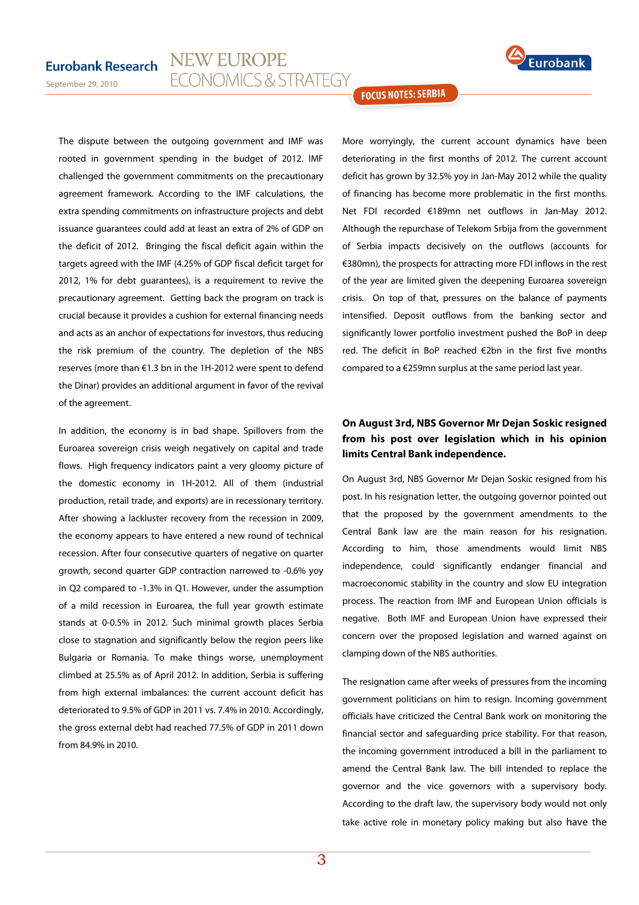The dispute between the outgoing government and IMF was rooted in government spending in the budget of 2012. IMF challenged the government commitments on the precautionary agreement framework. According to the IMF calculations, the extra spending commitments on infrastructure projects and debt issuance guarantees could add at least an extra of 2% of GDP on the deficit of 2012. Bringing the fiscal deficit again within the targets agreed with the IMF (4.25% of GDP fiscal deficit target for 2012, 1% for debt guarantees), is a requirement to revive the precautionary agreement. Getting back the program on track is crucial because it provides a cushion for external financing needs and acts as an anchor of expectations for investors, thus reducing the risk premium of the country. The depletion of the NBS reserves (more than €1.3 bn in the 1H-2012 were spent to defend the Dinar) provides an additional argument in favor of the revival of the agreement.

In addition, the economy is in bad shape. Spillovers from the Euroarea sovereign crisis weigh negatively on capital and trade flows. High frequency indicators paint a very gloomy picture of the domestic economy in 1H-2012. All of them (industrial production, retail trade, and exports) are in recessionary territory. After showing a lackluster recovery from the recession in 2009, the economy appears to have entered a new round of technical recession. After four consecutive quarters of negative on quarter growth, second quarter GDP contraction narrowed to -0.6% yoy in Q2 compared to -1.3% in Q1. However, under the assumption of a mild recession in Euroarea, the full year growth estimate stands at 0-0.5% in 2012. Such minimal growth places Serbia close to stagnation and significantly below the region peers like Bulgaria or Romania. To make things worse, unemployment climbed at 25.5% as of April 2012. In addition, Serbia is suffering from high external imbalances: the current account deficit has deteriorated to 9.5% of GDP in 2011 vs. 7.4% in 2010. Accordingly, the gross external debt had reached 77.5% of GDP in 2011 down from 84.9% in 2010.

More worryingly, the current account dynamics have been deteriorating in the first months of 2012. The current account deficit has grown by 32.5% yoy in Jan-May 2012 while the quality of financing has become more problematic in the first months. Net FDI recorded €189mn net outflows in Jan-May 2012. Although the repurchase of Telekom Srbija from the government of Serbia impacts decisively on the outflows (accounts for €380mn), the prospects for attracting more FDI inflows in the rest of the year are limited given the deepening Euroarea sovereign crisis. On top of that, pressures on the balance of payments intensified. Deposit outflows from the banking sector and significantly lower portfolio investment pushed the BoP in deep red. The deficit in BoP reached €2bn in the first five months compared to a €259mn surplus at the same period last year.

**On August 3rd, NBS Governor Mr Dejan Soskic resigned from his post over legislation which in his opinion limits Central Bank independence.**

On August 3rd, NBS Governor Mr Dejan Soskic resigned from his post. In his resignation letter, the outgoing governor pointed out that the proposed by the government amendments to the Central Bank law are the main reason for his resignation. According to him, those amendments would limit NBS independence, could significantly endanger financial and macroeconomic stability in the country and slow EU integration process. The reaction from IMF and European Union officials is negative. Both IMF and European Union have expressed their concern over the proposed legislation and warned against on clamping down of the NBS authorities.

The resignation came after weeks of pressures from the incoming government politicians on him to resign. Incoming government officials have criticized the Central Bank work on monitoring the financial sector and safeguarding price stability. For that reason, the incoming government introduced a bill in the parliament to amend the Central Bank law. The bill intended to replace the governor and the vice governors with a supervisory body. According to the draft law, the supervisory body would not only take active role in monetary policy making but also have the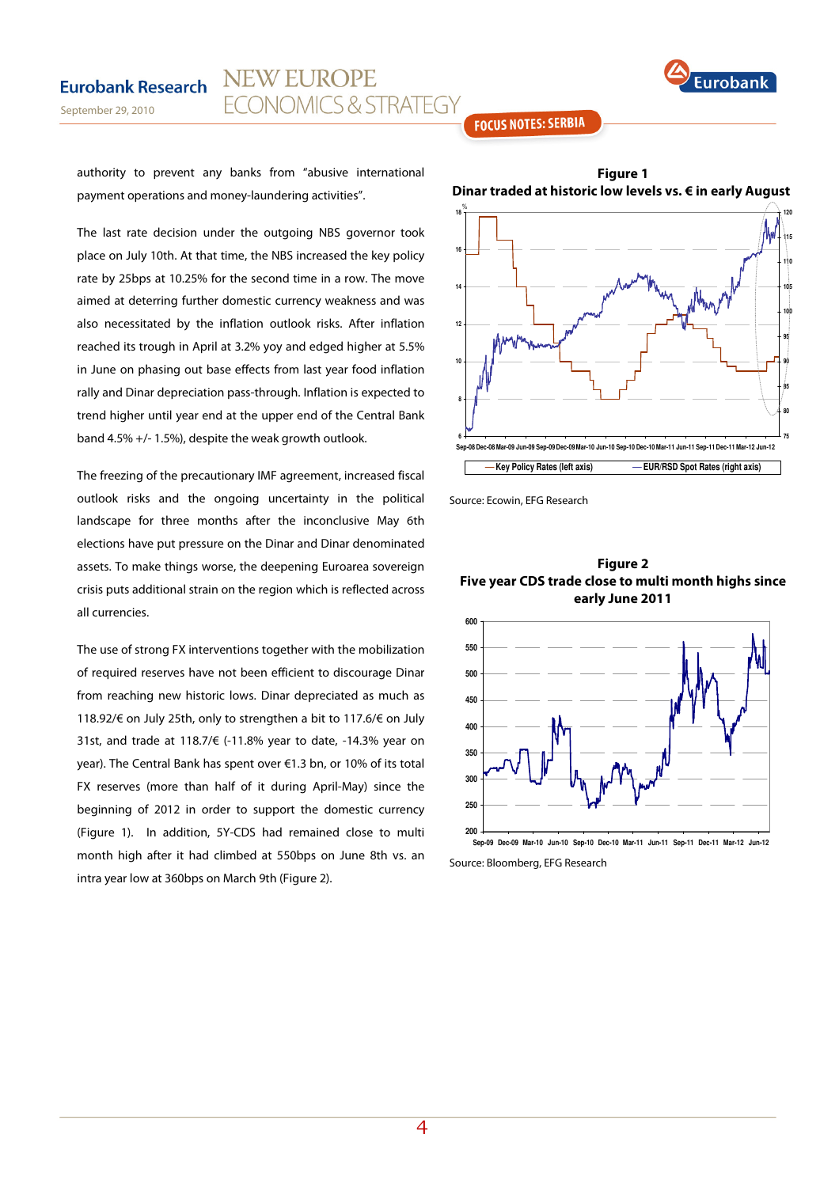authority to prevent any banks from "abusive international payment operations and money-laundering activities".

The last rate decision under the outgoing NBS governor took place on July 10th. At that time, the NBS increased the key policy rate by 25bps at 10.25% for the second time in a row. The move aimed at deterring further domestic currency weakness and was also necessitated by the inflation outlook risks. After inflation reached its trough in April at 3.2% yoy and edged higher at 5.5% in June on phasing out base effects from last year food inflation rally and Dinar depreciation pass-through. Inflation is expected to trend higher until year end at the upper end of the Central Bank band 4.5% +/- 1.5%), despite the weak growth outlook.

The freezing of the precautionary IMF agreement, increased fiscal outlook risks and the ongoing uncertainty in the political landscape for three months after the inconclusive May 6th elections have put pressure on the Dinar and Dinar denominated assets. To make things worse, the deepening Euroarea sovereign crisis puts additional strain on the region which is reflected across all currencies.

The use of strong FX interventions together with the mobilization of required reserves have not been efficient to discourage Dinar from reaching new historic lows. Dinar depreciated as much as 118.92/€ on July 25th, only to strengthen a bit to 117.6/€ on July 31st, and trade at 118.7/€ (-11.8% year to date, -14.3% year on year). The Central Bank has spent over €1.3 bn, or 10% of its total FX reserves (more than half of it during April-May) since the beginning of 2012 in order to support the domestic currency (Figure 1). In addition, 5Y-CDS had remained close to multi month high after it had climbed at 550bps on June 8th vs. an intra year low at 360bps on March 9th (Figure 2).

**Figure 1**

**Dinar traded at historic low levels vs. € in early August**

Source: Ecowin, EFG Research

**Figure 2**

**Five year CDS trade close to multi month highs since early June 2011**

Source: Bloomberg, EFG Research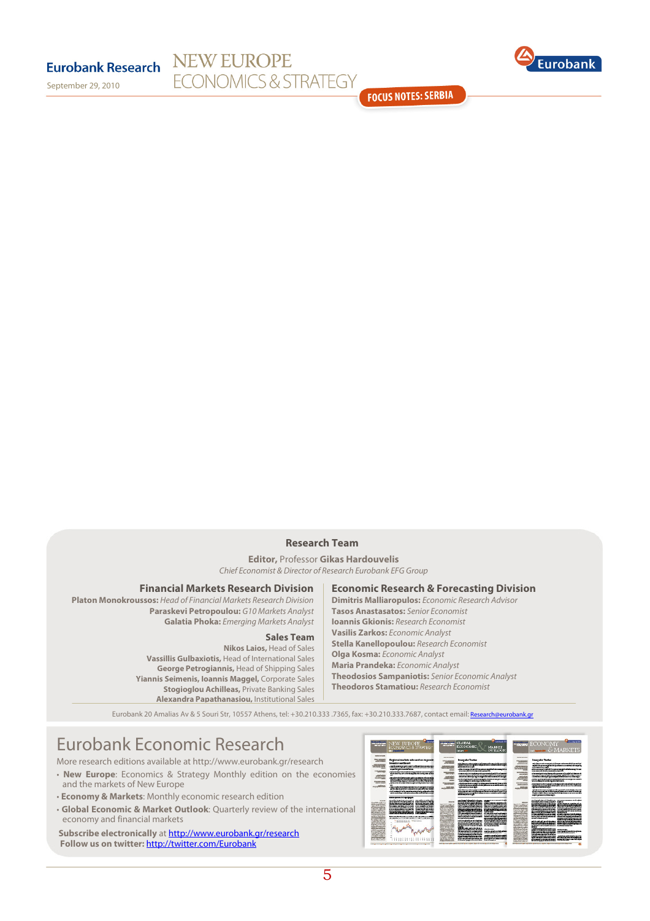## Research Team

**Editor,** Professor **Gikas Hardouvelis**
*Chief Economist & Director of Research Eurobank EFG Group*

### Financial Markets Research Division

**Platon Monokroussos:** *Head of Financial Markets Research Division*
**Paraskevi Petropoulou:** *G10 Markets Analyst*
**Galatia Phoka:** *Emerging Markets Analyst*

### Sales Team

**Nikos Laios,** Head of Sales
**Vassillis Gulbaxiotis,** Head of International Sales
**George Petrogiannis,** Head of Shipping Sales
**Yiannis Seimenis, Ioannis Maggel,** Corporate Sales
**Stogioglou Achilleas,** Private Banking Sales
**Alexandra Papathanasiou,** Institutional Sales

### Economic Research & Forecasting Division

**Dimitris Malliaropulos:** *Economic Research Advisor*
**Tasos Anastasatos:** *Senior Economist*
**Ioannis Gkionis:** *Research Economist*
**Vasilis Zarkos:** *Economic Analyst*
**Stella Kanellopoulou:** *Research Economist*
**Olga Kosma:** *Economic Analyst*
**Maria Prandeka:** *Economic Analyst*
**Theodosios Sampaniotis:** *Senior Economic Analyst*
**Theodoros Stamatiou:** *Research Economist*

Eurobank 20 Amalias Av & 5 Souri Str, 10557 Athens, tel: +30.210.333 .7365, fax: +30.210.333.7687, contact email: Research@eurobank.gr

# Eurobank Economic Research

More research editions available at http://www.eurobank.gr/research

- **New Europe**: Economics & Strategy Monthly edition on the economies and the markets of New Europe
- **Economy & Markets**: Monthly economic research edition
- **Global Economic & Market Outlook**: Quarterly review of the international economy and financial markets

**Subscribe electronically** at http://www.eurobank.gr/research
**Follow us on twitter:** http://twitter.com/Eurobank